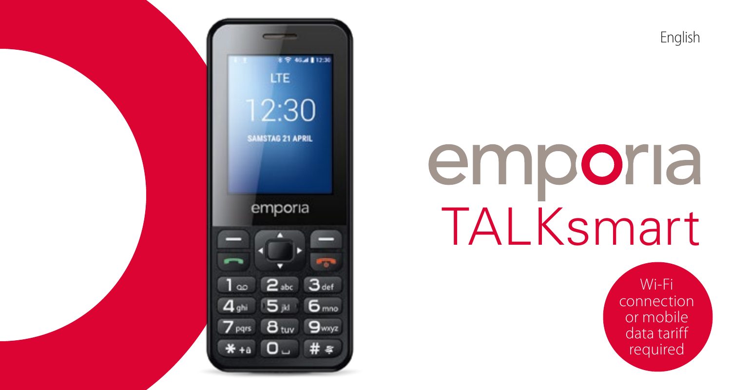English

# emporia

# TALKsmart

Wi-Fi connection or mobile data tariff required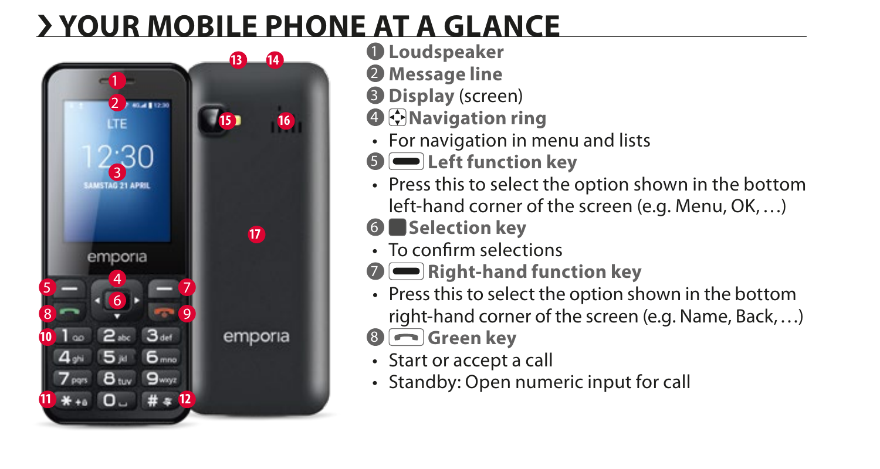# › YOUR MOBILE PHONE AT A GLANCE

1. **Loudspeaker**
2. **Message line**
3. **Display** (screen)
4. **Navigation ring**
   - For navigation in menu and lists
5. **Left function key**
   - Press this to select the option shown in the bottom left-hand corner of the screen (e.g. Menu, OK, …)
6. **Selection key**
   - To confirm selections
7. **Right-hand function key**
   - Press this to select the option shown in the bottom right-hand corner of the screen (e.g. Name, Back, …)
8. **Green key**
   - Start or accept a call
   - Standby: Open numeric input for call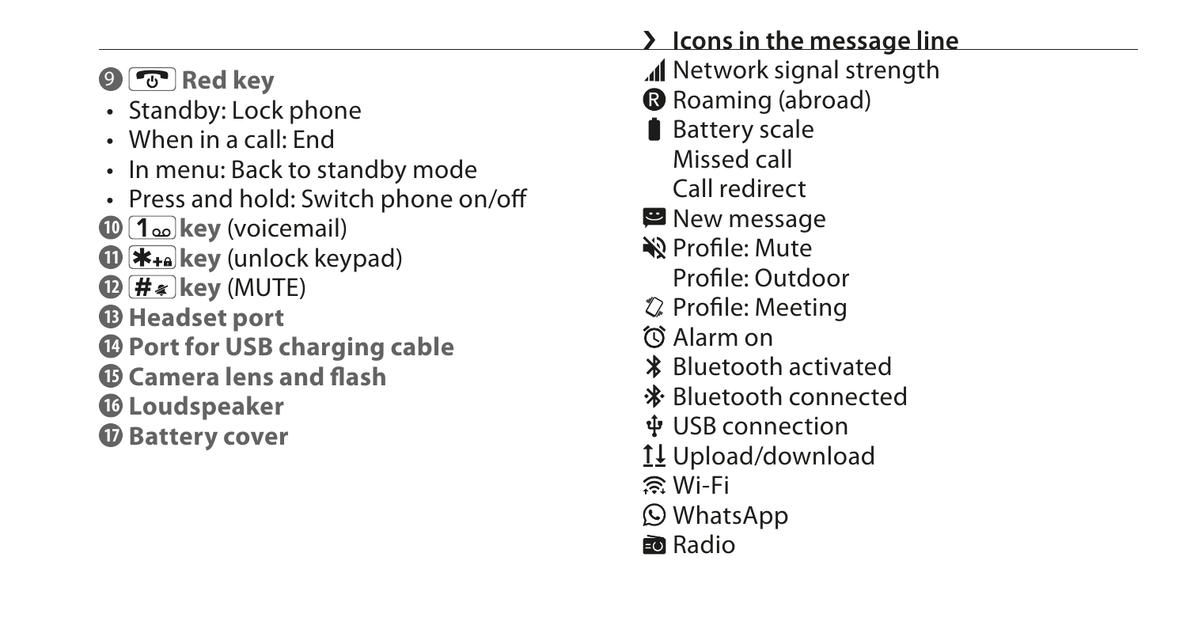9 Red key

- Standby: Lock phone
- When in a call: End
- In menu: Back to standby mode
- Press and hold: Switch phone on/off

10 **1 key** (voicemail)

11 **\* key** (unlock keypad)

12 **# key** (MUTE)

13 **Headset port**

14 **Port for USB charging cable**

15 **Camera lens and flash**

16 **Loudspeaker**

17 **Battery cover**

## Icons in the message line

- Network signal strength
- Roaming (abroad)
- Battery scale
- Missed call
- Call redirect
- New message
- Profile: Mute
- Profile: Outdoor
- Profile: Meeting
- Alarm on
- Bluetooth activated
- Bluetooth connected
- USB connection
- Upload/download
- Wi-Fi
- WhatsApp
- Radio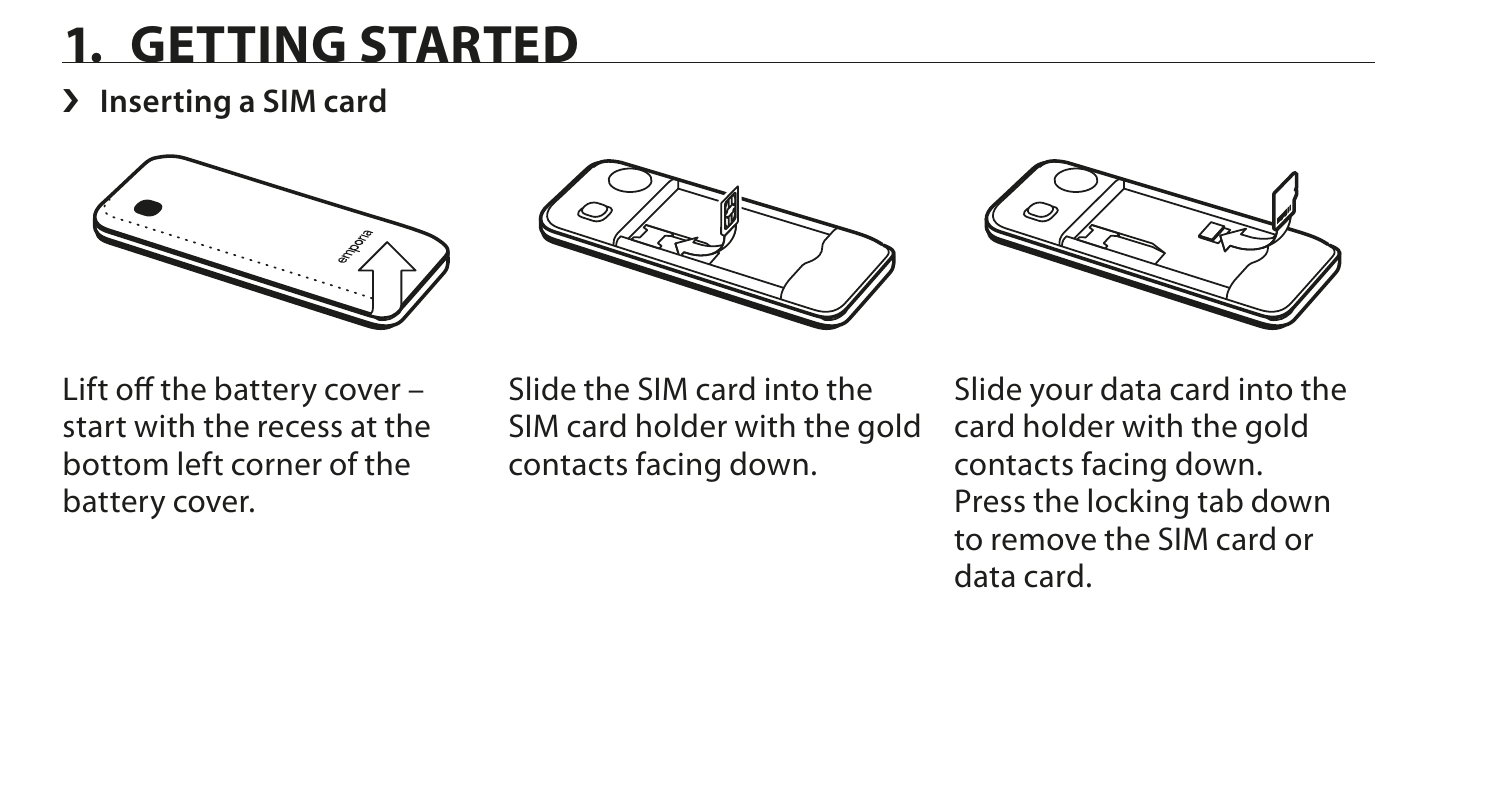# 1. GETTING STARTED

› **Inserting a SIM card**

Lift off the battery cover – start with the recess at the bottom left corner of the battery cover.

Slide the SIM card into the SIM card holder with the gold contacts facing down.

Slide your data card into the card holder with the gold contacts facing down. Press the locking tab down to remove the SIM card or data card.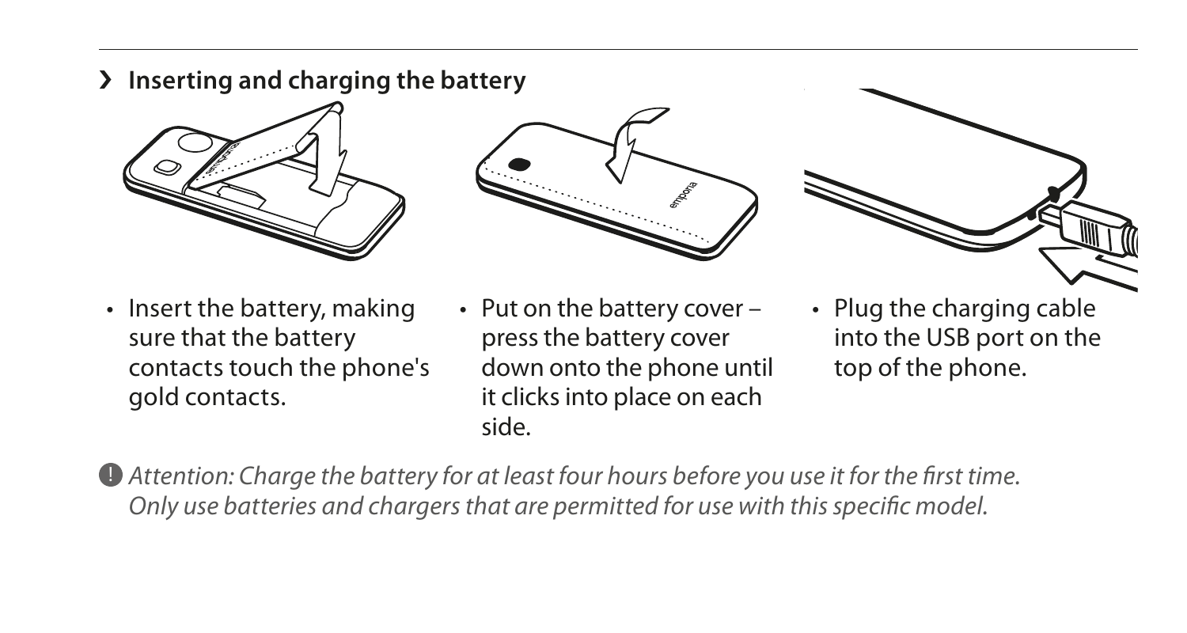## › Inserting and charging the battery

- Insert the battery, making sure that the battery contacts touch the phone's gold contacts.
- Put on the battery cover – press the battery cover down onto the phone until it clicks into place on each side.
- Plug the charging cable into the USB port on the top of the phone.

❗ *Attention: Charge the battery for at least four hours before you use it for the first time. Only use batteries and chargers that are permitted for use with this specific model.*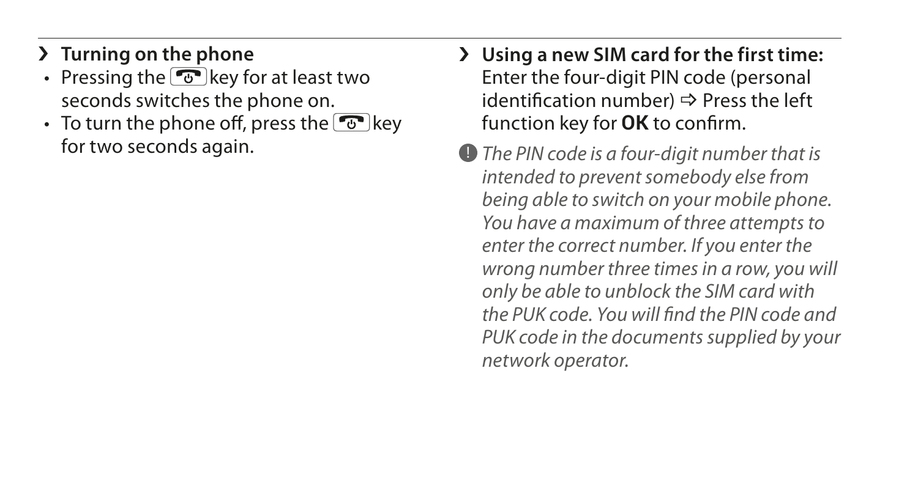### › Turning on the phone

- Pressing the [power/end] key for at least two seconds switches the phone on.
- To turn the phone off, press the [power/end] key for two seconds again.

### › Using a new SIM card for the first time:

Enter the four-digit PIN code (personal identification number) ⇨ Press the left function key for **OK** to confirm.

! *The PIN code is a four-digit number that is intended to prevent somebody else from being able to switch on your mobile phone. You have a maximum of three attempts to enter the correct number. If you enter the wrong number three times in a row, you will only be able to unblock the SIM card with the PUK code. You will find the PIN code and PUK code in the documents supplied by your network operator.*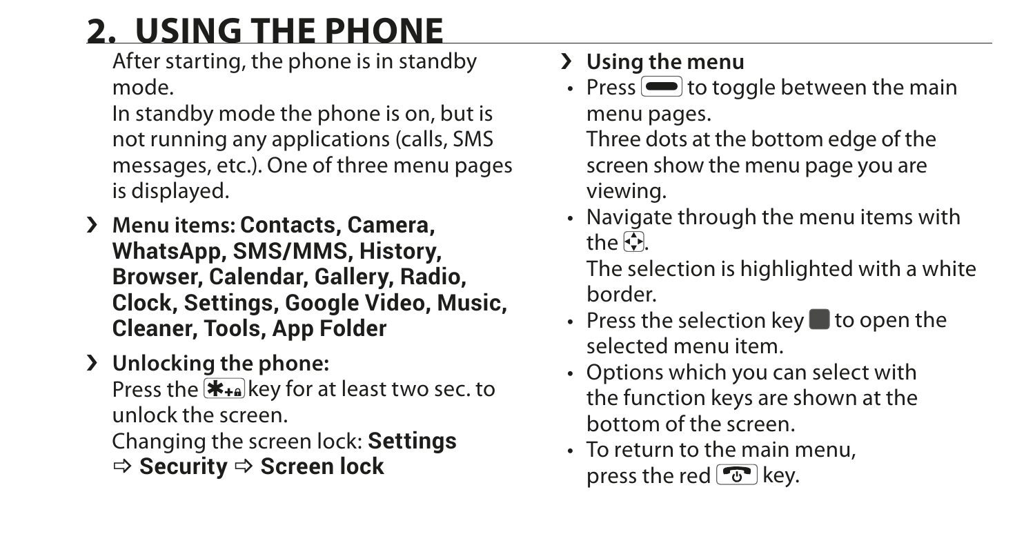# 2. USING THE PHONE

After starting, the phone is in standby mode.

In standby mode the phone is on, but is not running any applications (calls, SMS messages, etc.). One of three menu pages is displayed.

› **Menu items: Contacts, Camera, WhatsApp, SMS/MMS, History, Browser, Calendar, Gallery, Radio, Clock, Settings, Google Video, Music, Cleaner, Tools, App Folder**

› **Unlocking the phone:**
Press the [✱+🔒] key for at least two sec. to unlock the screen.
Changing the screen lock: **Settings ⇨ Security ⇨ Screen lock**

› **Using the menu**

- Press [▬] to toggle between the main menu pages.
  Three dots at the bottom edge of the screen show the menu page you are viewing.
- Navigate through the menu items with the [✥].
  The selection is highlighted with a white border.
- Press the selection key [■] to open the selected menu item.
- Options which you can select with the function keys are shown at the bottom of the screen.
- To return to the main menu, press the red [☎] key.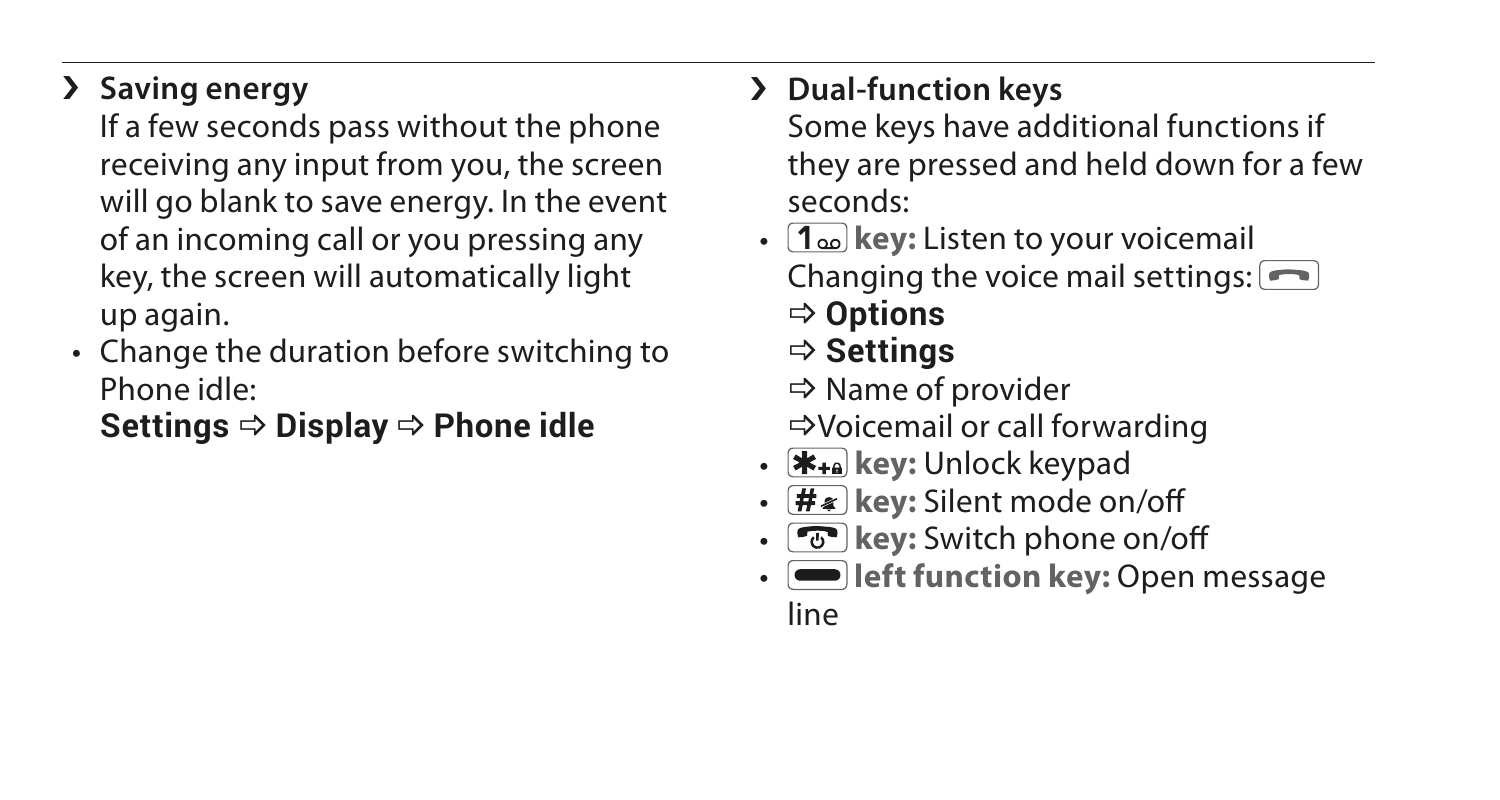## › Saving energy

If a few seconds pass without the phone receiving any input from you, the screen will go blank to save energy. In the event of an incoming call or you pressing any key, the screen will automatically light up again.

- Change the duration before switching to Phone idle:
  **Settings ⇨ Display ⇨ Phone idle**

## › Dual-function keys

Some keys have additional functions if they are pressed and held down for a few seconds:

- **1 key:** Listen to your voicemail
  Changing the voice mail settings: 
  ⇨ **Options**
  ⇨ **Settings**
  ⇨ Name of provider
  ⇨Voicemail or call forwarding
- **\* key:** Unlock keypad
- **# key:** Silent mode on/off
- **key:** Switch phone on/off
- **left function key:** Open message line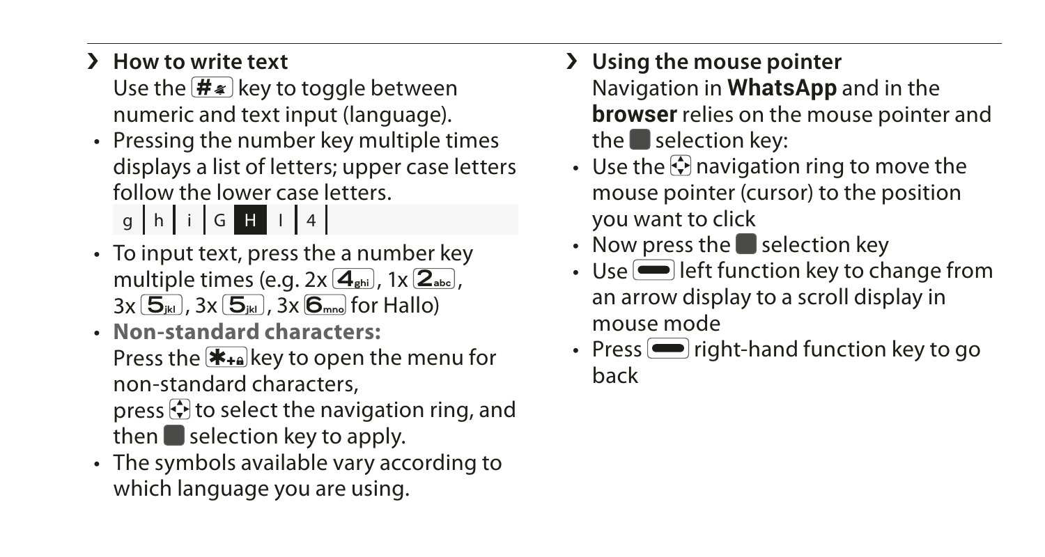### › How to write text

Use the # key to toggle between numeric and text input (language).

- Pressing the number key multiple times displays a list of letters; upper case letters follow the lower case letters.

  g | h | i | G | **H** | I | 4 |

- To input text, press the a number key multiple times (e.g. 2x 4ghi, 1x 2abc, 3x 5jkl, 3x 5jkl, 3x 6mno for Hallo)
- **Non-standard characters:**
  Press the *+ key to open the menu for non-standard characters,
  press the navigation ring to select, and then the selection key to apply.
- The symbols available vary according to which language you are using.

### › Using the mouse pointer

Navigation in **WhatsApp** and in the **browser** relies on the mouse pointer and the selection key:

- Use the navigation ring to move the mouse pointer (cursor) to the position you want to click
- Now press the selection key
- Use left function key to change from an arrow display to a scroll display in mouse mode
- Press right-hand function key to go back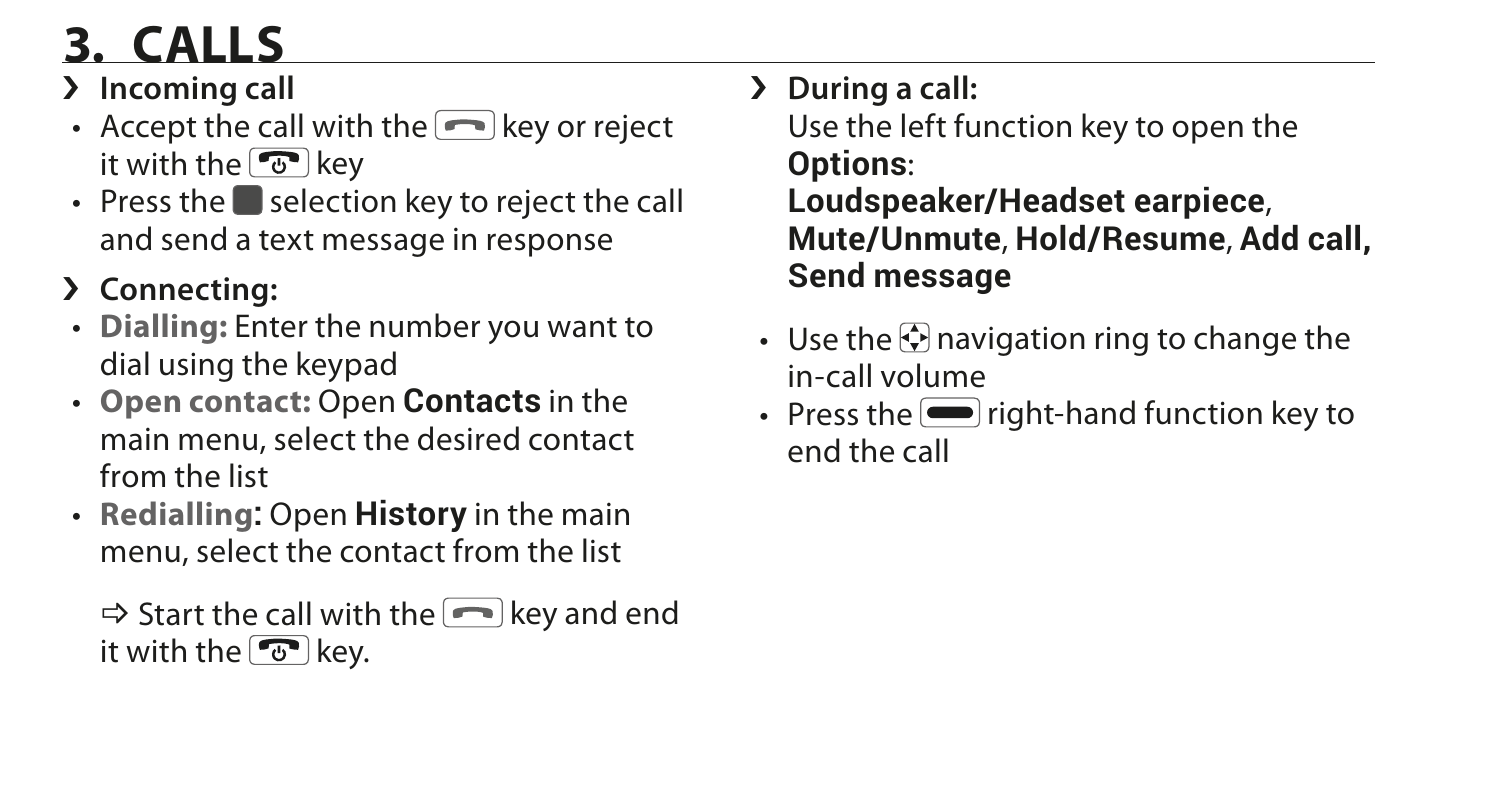# 3. CALLS

## › Incoming call

- Accept the call with the [call] key or reject it with the [end] key
- Press the ■ selection key to reject the call and send a text message in response

## › Connecting:

- **Dialling:** Enter the number you want to dial using the keypad
- **Open contact:** Open **Contacts** in the main menu, select the desired contact from the list
- **Redialling:** Open **History** in the main menu, select the contact from the list

⇨ Start the call with the [call] key and end it with the [end] key.

## › During a call:

Use the left function key to open the **Options**:
**Loudspeaker/Headset earpiece**, **Mute/Unmute**, **Hold/Resume**, **Add call, Send message**

- Use the [navigation ring] navigation ring to change the in-call volume
- Press the [right function key] right-hand function key to end the call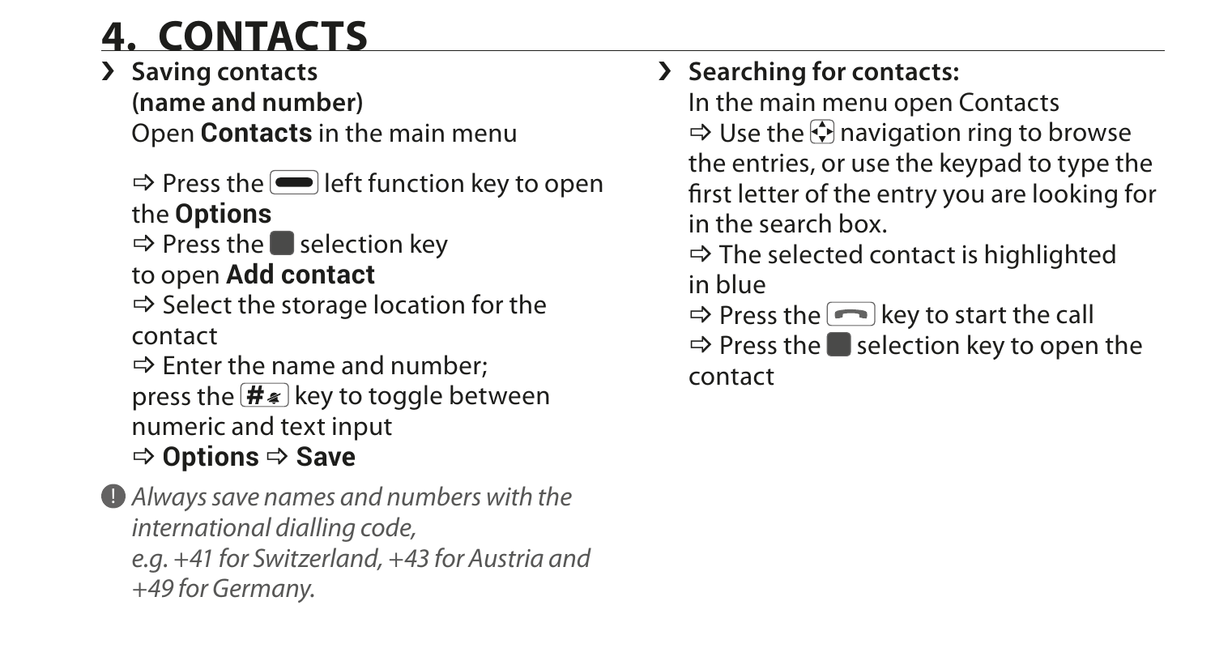# 4. CONTACTS

› **Saving contacts (name and number)**
Open **Contacts** in the main menu

⇨ Press the left function key to open the **Options**
⇨ Press the selection key to open **Add contact**
⇨ Select the storage location for the contact
⇨ Enter the name and number; press the # key to toggle between numeric and text input
⇨ **Options** ⇨ **Save**

! *Always save names and numbers with the international dialling code, e.g. +41 for Switzerland, +43 for Austria and +49 for Germany.*

› **Searching for contacts:**
In the main menu open Contacts
⇨ Use the navigation ring to browse the entries, or use the keypad to type the first letter of the entry you are looking for in the search box.
⇨ The selected contact is highlighted in blue
⇨ Press the key to start the call
⇨ Press the selection key to open the contact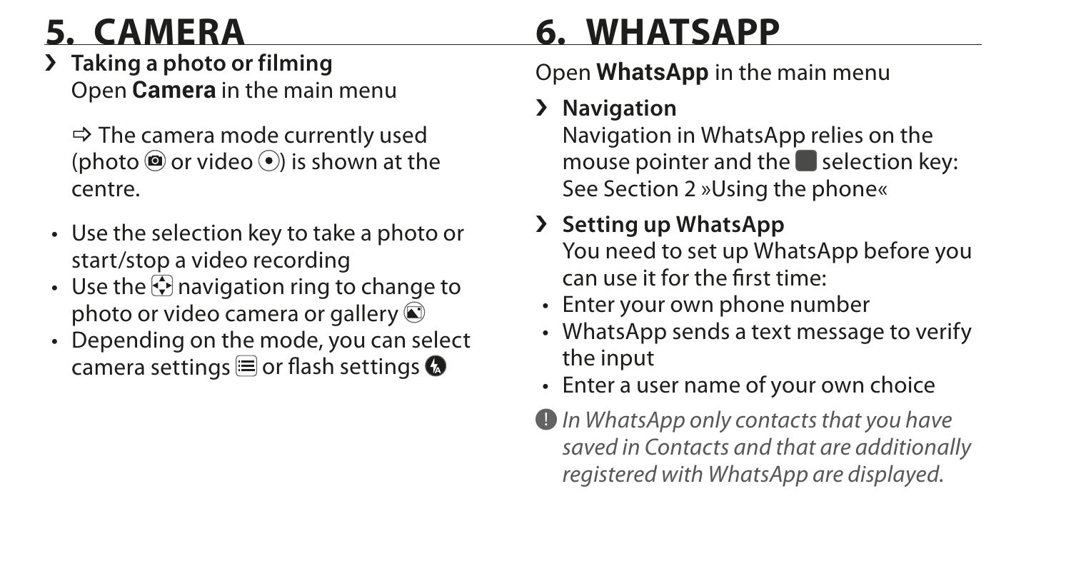# 5. CAMERA

› **Taking a photo or filming**
Open **Camera** in the main menu

⇨ The camera mode currently used (photo or video) is shown at the centre.

- Use the selection key to take a photo or start/stop a video recording
- Use the navigation ring to change to photo or video camera or gallery
- Depending on the mode, you can select camera settings or flash settings

# 6. WHATSAPP

Open **WhatsApp** in the main menu

› **Navigation**
Navigation in WhatsApp relies on the mouse pointer and the selection key: See Section 2 »Using the phone«

› **Setting up WhatsApp**
You need to set up WhatsApp before you can use it for the first time:

- Enter your own phone number
- WhatsApp sends a text message to verify the input
- Enter a user name of your own choice

! *In WhatsApp only contacts that you have saved in Contacts and that are additionally registered with WhatsApp are displayed.*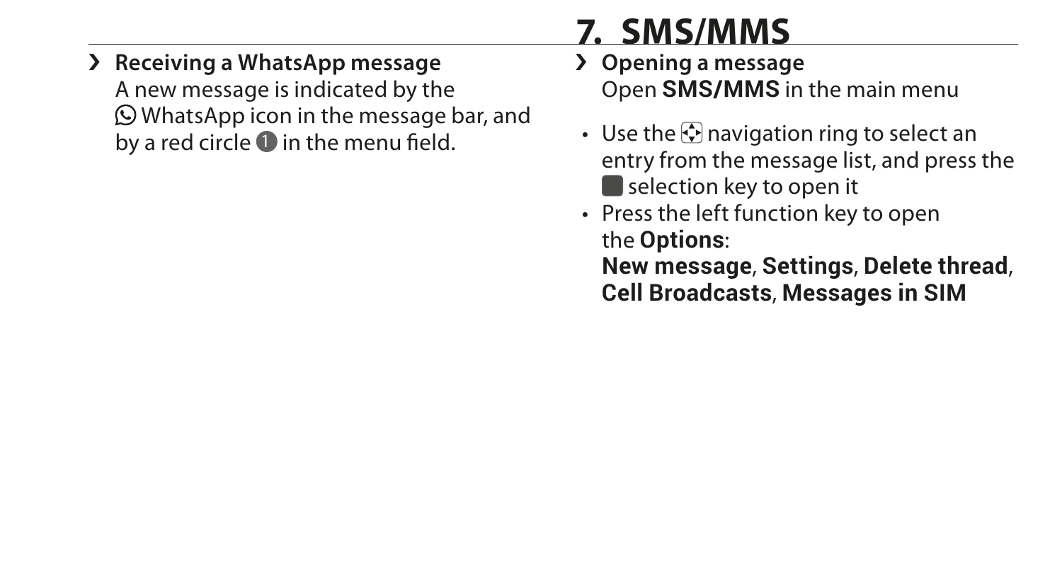› **Receiving a WhatsApp message**
A new message is indicated by the WhatsApp icon in the message bar, and by a red circle 1 in the menu field.

# 7. SMS/MMS

› **Opening a message**
Open **SMS/MMS** in the main menu

- Use the navigation ring to select an entry from the message list, and press the selection key to open it
- Press the left function key to open the **Options**:
  **New message**, **Settings**, **Delete thread**, **Cell Broadcasts**, **Messages in SIM**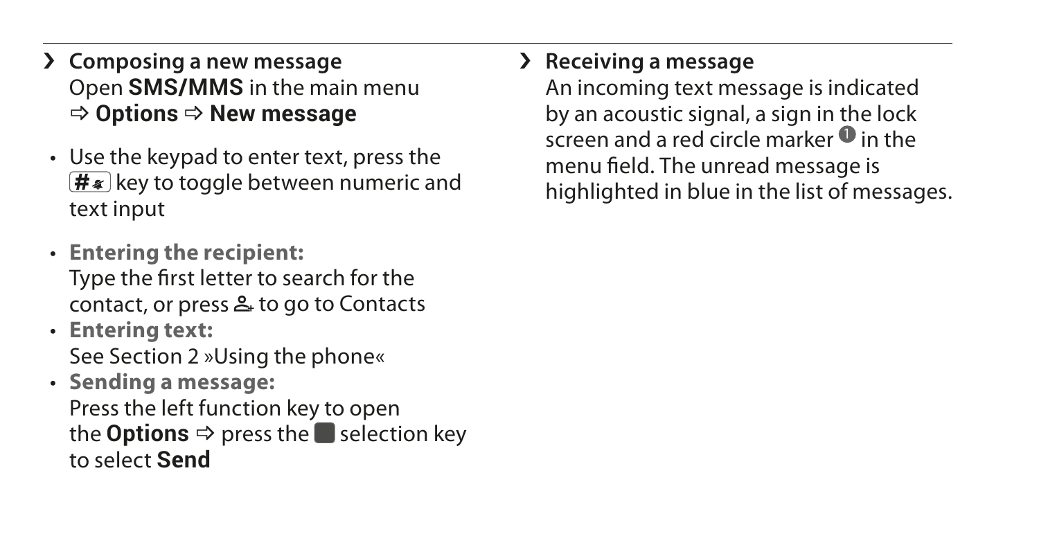## › Composing a new message

Open **SMS/MMS** in the main menu ⇨ **Options** ⇨ **New message**

- Use the keypad to enter text, press the # key to toggle between numeric and text input
- **Entering the recipient:** Type the first letter to search for the contact, or press 👤 to go to Contacts
- **Entering text:** See Section 2 »Using the phone«
- **Sending a message:** Press the left function key to open the **Options** ⇨ press the ■ selection key to select **Send**

## › Receiving a message

An incoming text message is indicated by an acoustic signal, a sign in the lock screen and a red circle marker ❶ in the menu field. The unread message is highlighted in blue in the list of messages.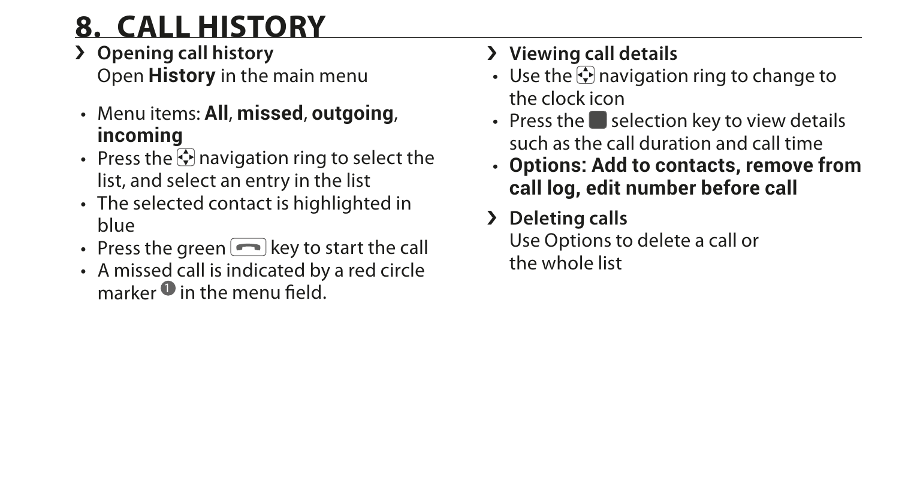# 8. CALL HISTORY

› **Opening call history**
Open **History** in the main menu

- Menu items: **All**, **missed**, **outgoing**, **incoming**
- Press the navigation ring to select the list, and select an entry in the list
- The selected contact is highlighted in blue
- Press the green key to start the call
- A missed call is indicated by a red circle marker ❶ in the menu field.

› **Viewing call details**

- Use the navigation ring to change to the clock icon
- Press the selection key to view details such as the call duration and call time
- **Options: Add to contacts, remove from call log, edit number before call**

› **Deleting calls**
Use Options to delete a call or the whole list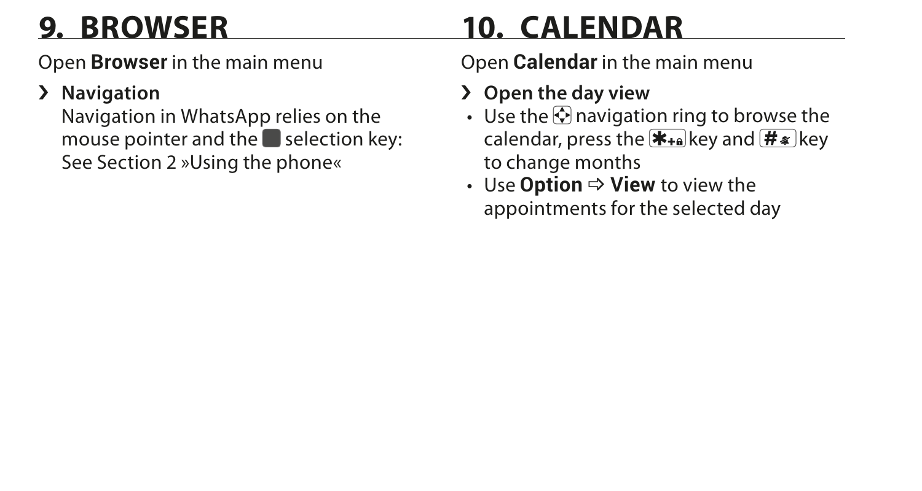# 9. BROWSER

Open **Browser** in the main menu

› **Navigation**
  Navigation in WhatsApp relies on the mouse pointer and the ■ selection key: See Section 2 »Using the phone«

# 10. CALENDAR

Open **Calendar** in the main menu

› **Open the day view**

- Use the navigation ring to browse the calendar, press the *+ key and # key to change months
- Use **Option** ⇨ **View** to view the appointments for the selected day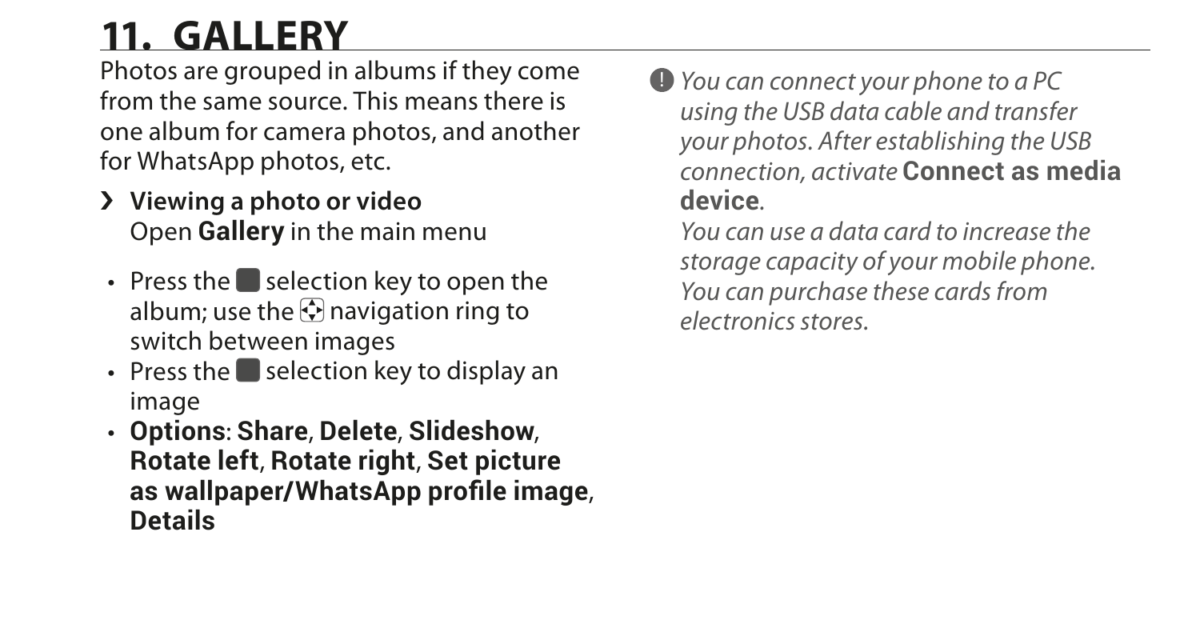# 11. GALLERY

Photos are grouped in albums if they come from the same source. This means there is one album for camera photos, and another for WhatsApp photos, etc.

› **Viewing a photo or video**
Open **Gallery** in the main menu

- Press the selection key to open the album; use the navigation ring to switch between images
- Press the selection key to display an image
- **Options**: **Share**, **Delete**, **Slideshow**, **Rotate left**, **Rotate right**, **Set picture as wallpaper/WhatsApp profile image**, **Details**

! *You can connect your phone to a PC using the USB data cable and transfer your photos. After establishing the USB connection, activate* **Connect as media device**.
*You can use a data card to increase the storage capacity of your mobile phone. You can purchase these cards from electronics stores.*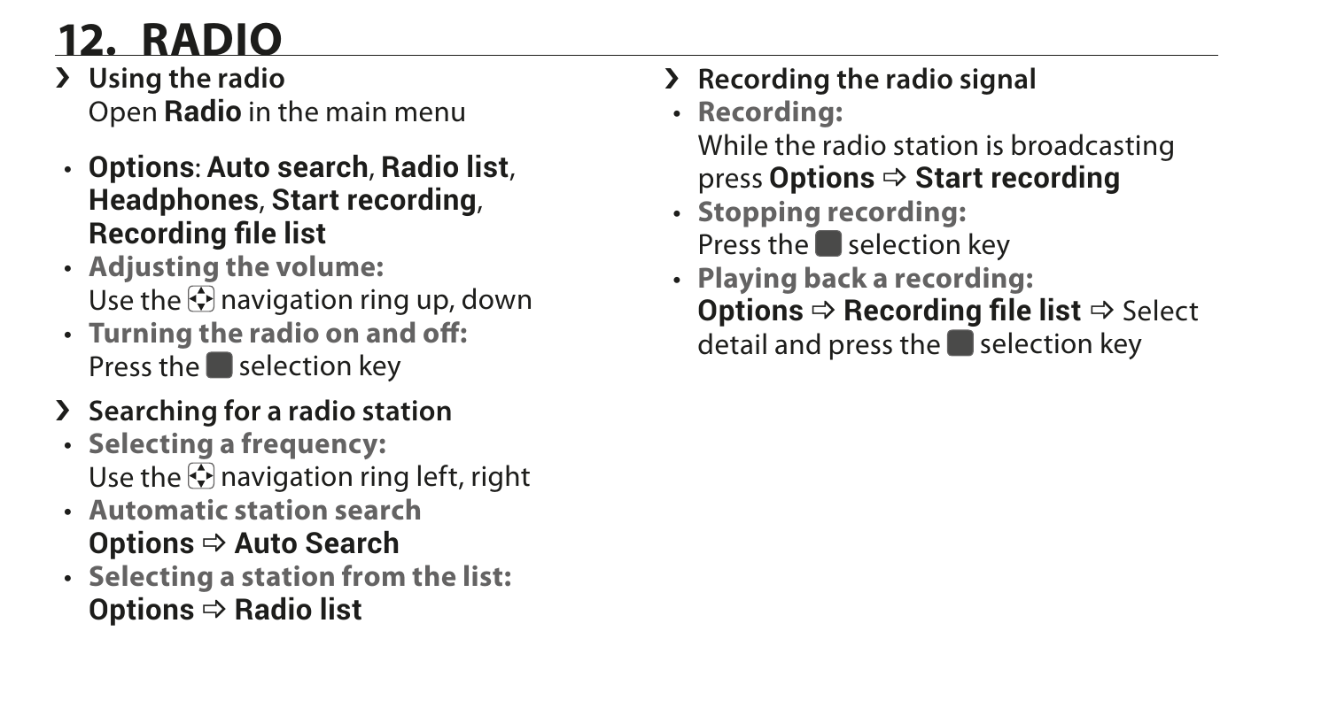# 12. RADIO

**Using the radio**

Open **Radio** in the main menu

- **Options**: **Auto search**, **Radio list**, **Headphones**, **Start recording**, **Recording file list**
- **Adjusting the volume:**
  Use the navigation ring up, down
- **Turning the radio on and off:**
  Press the selection key

**Searching for a radio station**

- **Selecting a frequency:**
  Use the navigation ring left, right
- **Automatic station search**
  **Options ⇨ Auto Search**
- **Selecting a station from the list:**
  **Options ⇨ Radio list**

**Recording the radio signal**

- **Recording:**
  While the radio station is broadcasting press **Options ⇨ Start recording**
- **Stopping recording:**
  Press the selection key
- **Playing back a recording:**
  **Options ⇨ Recording file list** ⇨ Select detail and press the selection key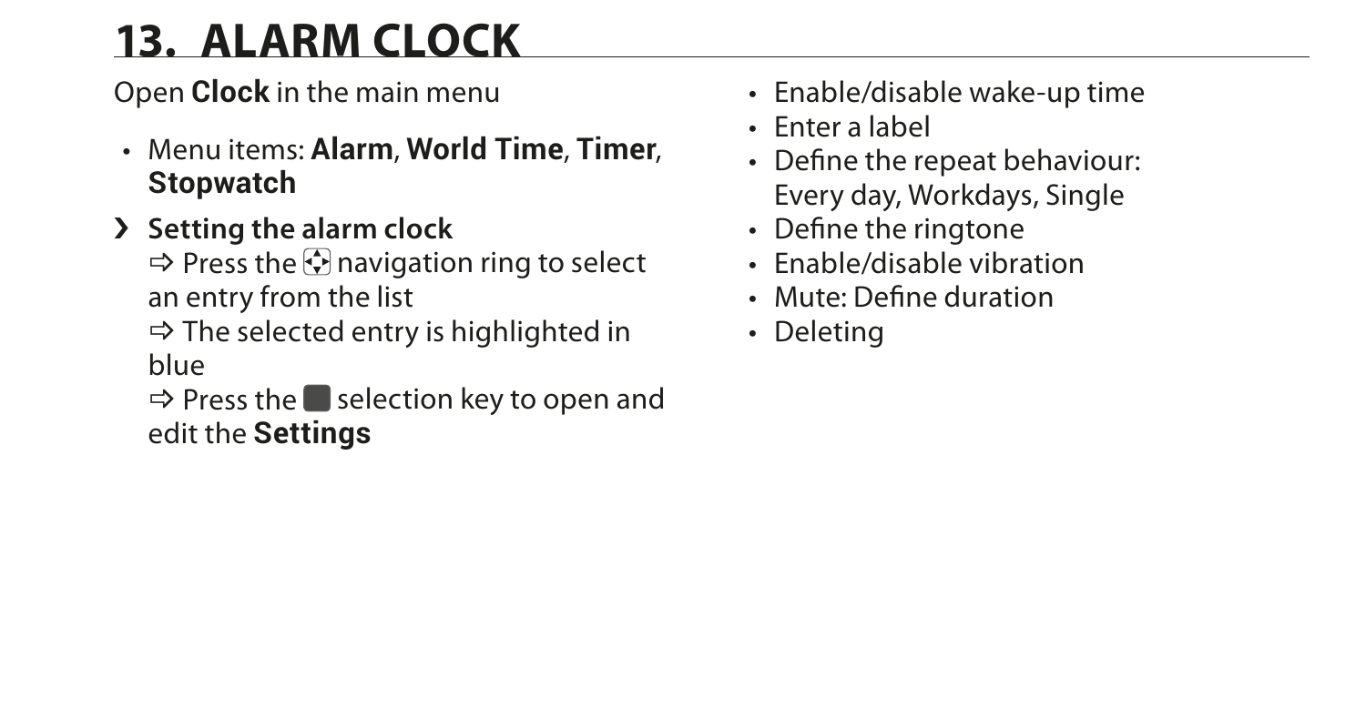# 13. ALARM CLOCK

Open **Clock** in the main menu

- Menu items: **Alarm**, **World Time**, **Timer**, **Stopwatch**

› **Setting the alarm clock**
⇨ Press the navigation ring to select an entry from the list
⇨ The selected entry is highlighted in blue
⇨ Press the selection key to open and edit the **Settings**

- Enable/disable wake-up time
- Enter a label
- Define the repeat behaviour: Every day, Workdays, Single
- Define the ringtone
- Enable/disable vibration
- Mute: Define duration
- Deleting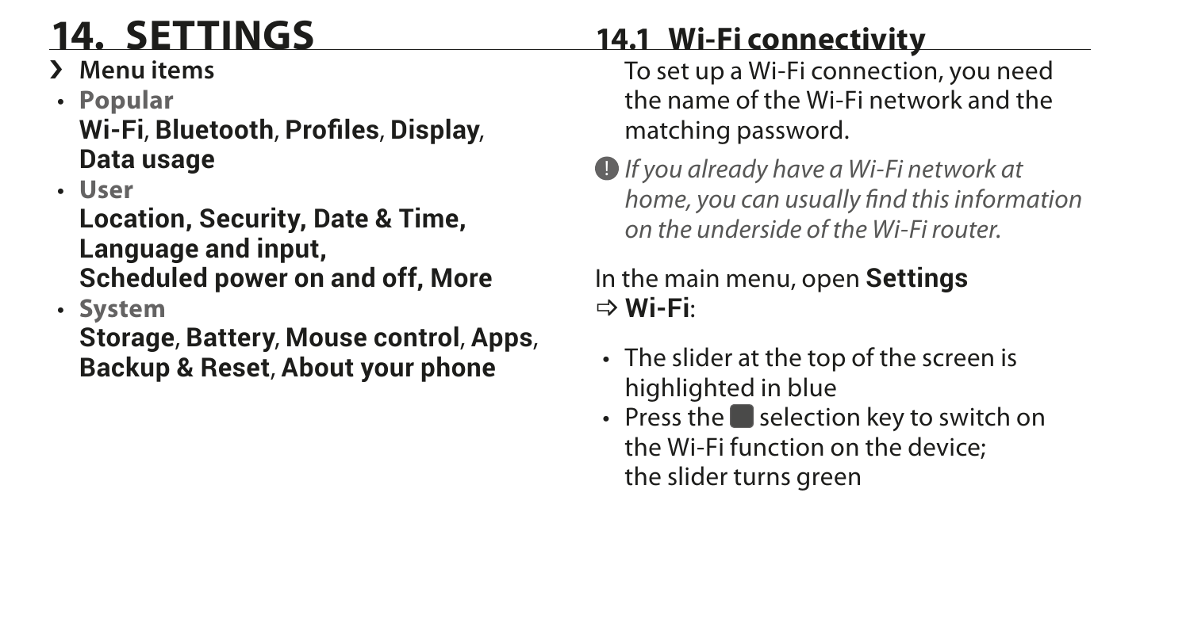# 14. SETTINGS

› **Menu items**

- **Popular**
  **Wi-Fi**, **Bluetooth**, **Profiles**, **Display**, **Data usage**
- **User**
  **Location, Security, Date & Time, Language and input, Scheduled power on and off, More**
- **System**
  **Storage**, **Battery**, **Mouse control**, **Apps**, **Backup & Reset**, **About your phone**

## 14.1 Wi-Fi connectivity

To set up a Wi-Fi connection, you need the name of the Wi-Fi network and the matching password.

! *If you already have a Wi-Fi network at home, you can usually find this information on the underside of the Wi-Fi router.*

In the main menu, open **Settings** ⇨ **Wi-Fi**:

- The slider at the top of the screen is highlighted in blue
- Press the ■ selection key to switch on the Wi-Fi function on the device; the slider turns green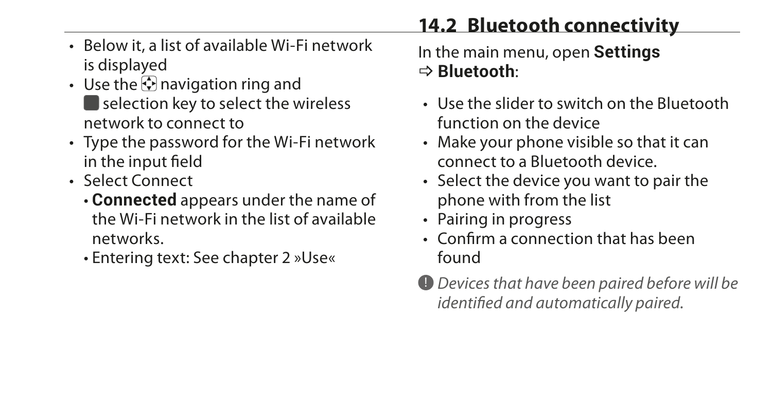- Below it, a list of available Wi-Fi network is displayed
- Use the navigation ring and selection key to select the wireless network to connect to
- Type the password for the Wi-Fi network in the input field
- Select Connect
  - **Connected** appears under the name of the Wi-Fi network in the list of available networks.
  - Entering text: See chapter 2 »Use«

## 14.2 Bluetooth connectivity

In the main menu, open **Settings** ⇨ **Bluetooth**:

- Use the slider to switch on the Bluetooth function on the device
- Make your phone visible so that it can connect to a Bluetooth device.
- Select the device you want to pair the phone with from the list
- Pairing in progress
- Confirm a connection that has been found

! *Devices that have been paired before will be identified and automatically paired.*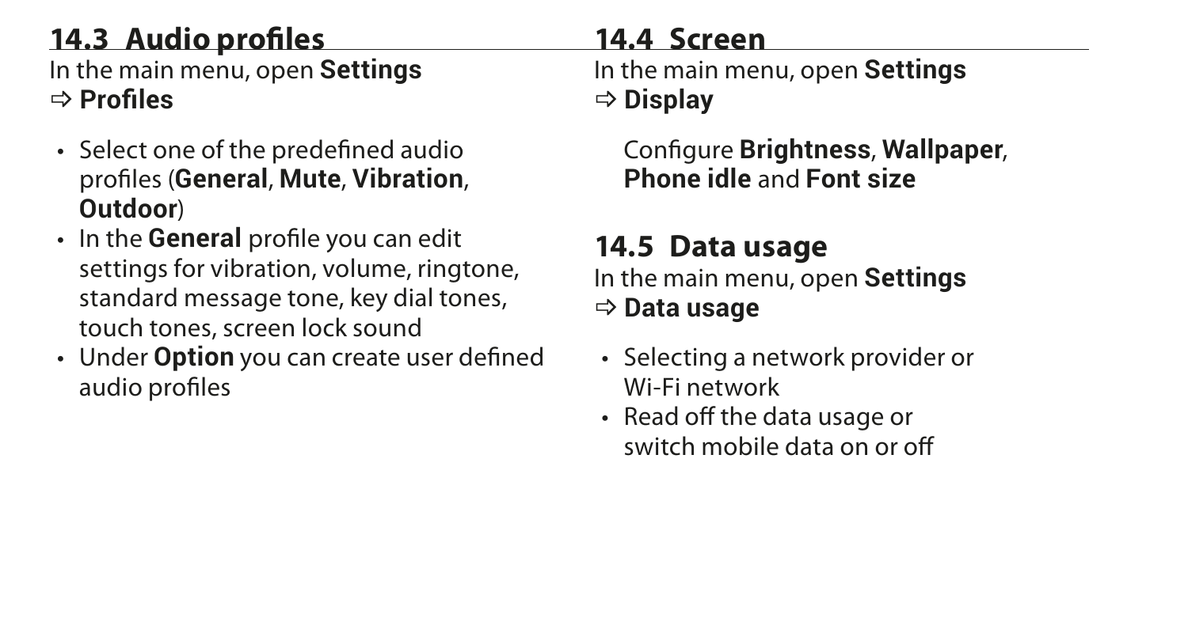## 14.3 Audio profiles

In the main menu, open **Settings** ⇨ **Profiles**

- Select one of the predefined audio profiles (**General**, **Mute**, **Vibration**, **Outdoor**)
- In the **General** profile you can edit settings for vibration, volume, ringtone, standard message tone, key dial tones, touch tones, screen lock sound
- Under **Option** you can create user defined audio profiles

## 14.4 Screen

In the main menu, open **Settings** ⇨ **Display**

Configure **Brightness**, **Wallpaper**, **Phone idle** and **Font size**

## 14.5 Data usage

In the main menu, open **Settings** ⇨ **Data usage**

- Selecting a network provider or Wi-Fi network
- Read off the data usage or switch mobile data on or off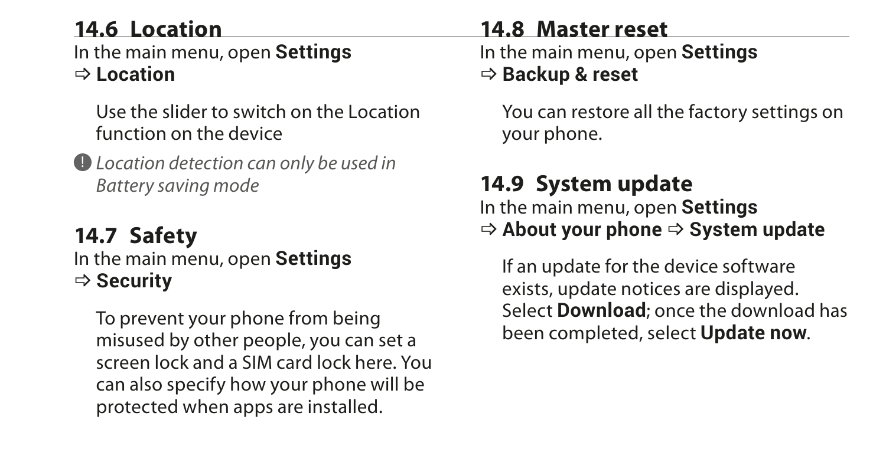## 14.6 Location

In the main menu, open **Settings** ⇨ **Location**

Use the slider to switch on the Location function on the device

❗ *Location detection can only be used in Battery saving mode*

## 14.7 Safety

In the main menu, open **Settings** ⇨ **Security**

To prevent your phone from being misused by other people, you can set a screen lock and a SIM card lock here. You can also specify how your phone will be protected when apps are installed.

## 14.8 Master reset

In the main menu, open **Settings** ⇨ **Backup & reset**

You can restore all the factory settings on your phone.

## 14.9 System update

In the main menu, open **Settings** ⇨ **About your phone** ⇨ **System update**

If an update for the device software exists, update notices are displayed. Select **Download**; once the download has been completed, select **Update now**.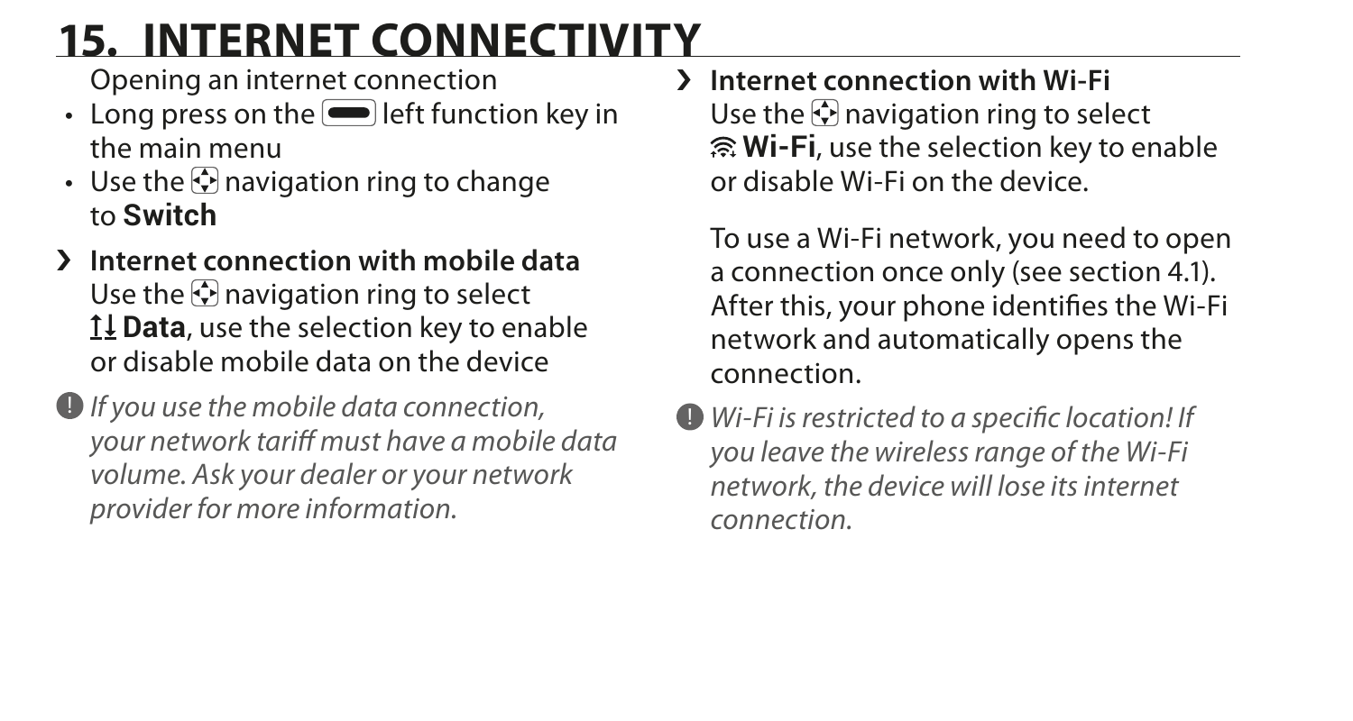# 15. INTERNET CONNECTIVITY

Opening an internet connection

- Long press on the left function key in the main menu
- Use the navigation ring to change to **Switch**

› **Internet connection with mobile data**
Use the navigation ring to select **Data**, use the selection key to enable or disable mobile data on the device

*If you use the mobile data connection, your network tariff must have a mobile data volume. Ask your dealer or your network provider for more information.*

› **Internet connection with Wi-Fi**
Use the navigation ring to select **Wi-Fi**, use the selection key to enable or disable Wi-Fi on the device.

To use a Wi-Fi network, you need to open a connection once only (see section 4.1). After this, your phone identifies the Wi-Fi network and automatically opens the connection.

*Wi-Fi is restricted to a specific location! If you leave the wireless range of the Wi-Fi network, the device will lose its internet connection.*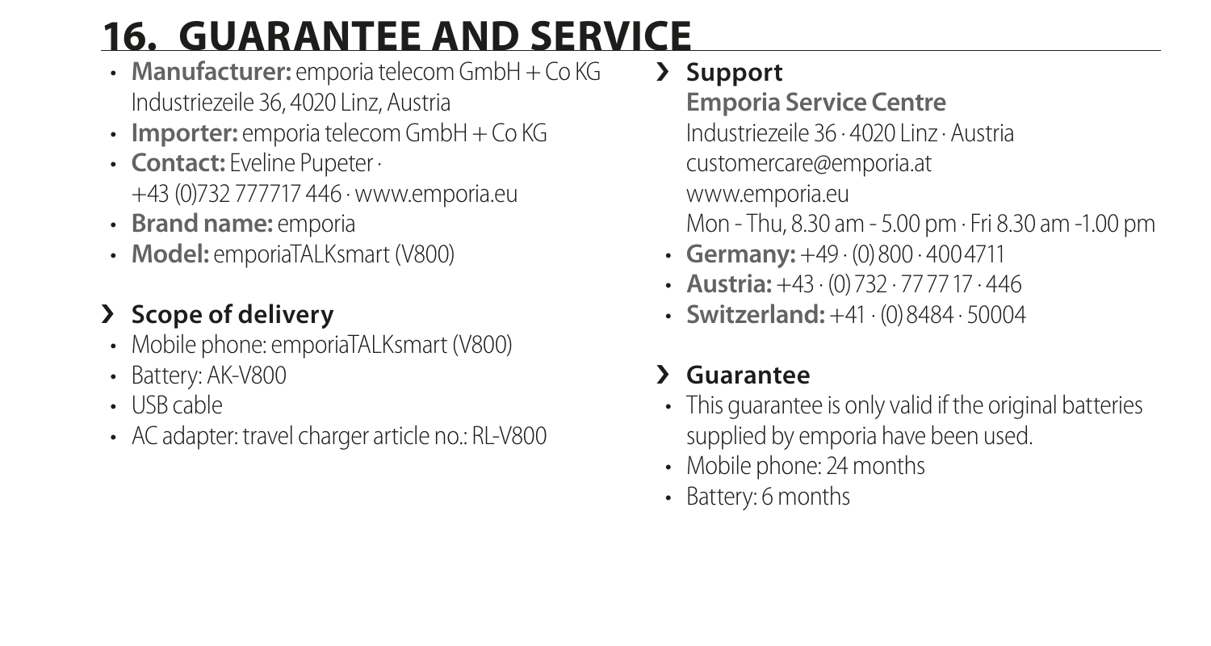# 16. GUARANTEE AND SERVICE

- **Manufacturer:** emporia telecom GmbH + Co KG Industriezeile 36, 4020 Linz, Austria
- **Importer:** emporia telecom GmbH + Co KG
- **Contact:** Eveline Pupeter · +43 (0)732 777717 446 · www.emporia.eu
- **Brand name:** emporia
- **Model:** emporiaTALKsmart (V800)

## › Scope of delivery

- Mobile phone: emporiaTALKsmart (V800)
- Battery: AK-V800
- USB cable
- AC adapter: travel charger article no.: RL-V800

## › Support

**Emporia Service Centre**
Industriezeile 36 · 4020 Linz · Austria
customercare@emporia.at
www.emporia.eu
Mon - Thu, 8.30 am - 5.00 pm · Fri 8.30 am -1.00 pm

- **Germany:** +49 · (0) 800 · 400 4711
- **Austria:** +43 · (0) 732 · 77 77 17 · 446
- **Switzerland:** +41 · (0) 8484 · 50004

## › Guarantee

- This guarantee is only valid if the original batteries supplied by emporia have been used.
- Mobile phone: 24 months
- Battery: 6 months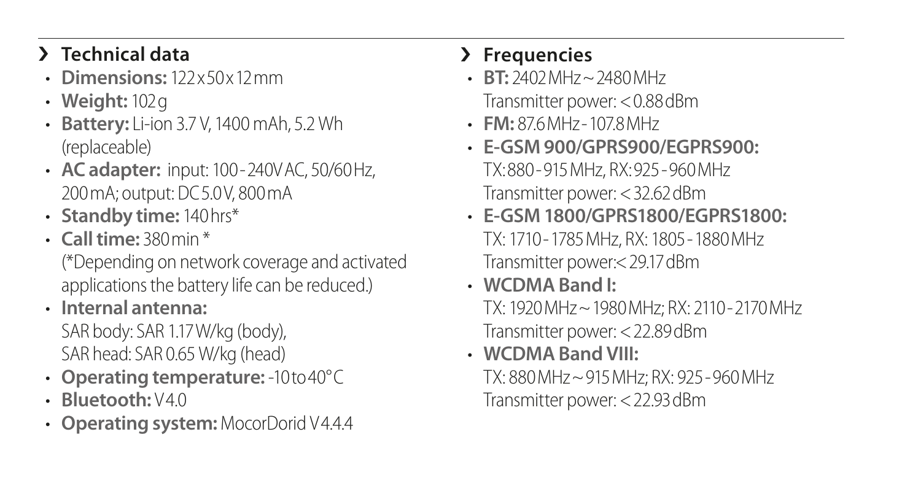## Technical data

- **Dimensions:** 122 x 50 x 12 mm
- **Weight:** 102 g
- **Battery:** Li-ion 3.7 V, 1400 mAh, 5.2 Wh (replaceable)
- **AC adapter:** input: 100 - 240V AC, 50/60 Hz, 200 mA; output: DC 5.0 V, 800 mA
- **Standby time:** 140 hrs*
- **Call time:** 380 min *
  (*Depending on network coverage and activated applications the battery life can be reduced.)
- **Internal antenna:**
  SAR body: SAR 1.17 W/kg (body),
  SAR head: SAR 0.65 W/kg (head)
- **Operating temperature:** -10 to 40° C
- **Bluetooth:** V4.0
- **Operating system:** MocorDorid V4.4.4

## Frequencies

- **BT:** 2402 MHz ~ 2480 MHz
  Transmitter power: < 0.88 dBm
- **FM:** 87.6 MHz - 107.8 MHz
- **E-GSM 900/GPRS900/EGPRS900:**
  TX: 880 - 915 MHz, RX: 925 - 960 MHz
  Transmitter power: < 32.62 dBm
- **E-GSM 1800/GPRS1800/EGPRS1800:**
  TX: 1710 - 1785 MHz, RX: 1805 - 1880 MHz
  Transmitter power:< 29.17 dBm
- **WCDMA Band I:**
  TX: 1920 MHz ~ 1980 MHz; RX: 2110 - 2170 MHz
  Transmitter power: < 22.89 dBm
- **WCDMA Band VIII:**
  TX: 880 MHz ~ 915 MHz; RX: 925 - 960 MHz
  Transmitter power: < 22.93 dBm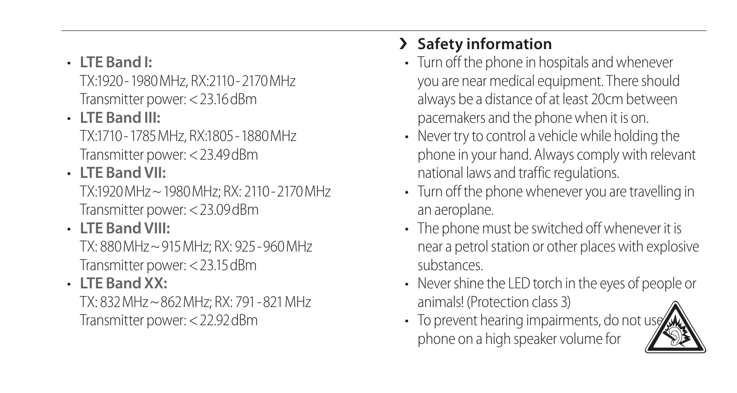- **LTE Band I:**
  TX:1920 - 1980 MHz, RX:2110 - 2170 MHz
  Transmitter power: < 23.16 dBm
- **LTE Band III:**
  TX:1710 - 1785 MHz, RX:1805 - 1880 MHz
  Transmitter power: < 23.49 dBm
- **LTE Band VII:**
  TX:1920 MHz ~ 1980 MHz; RX: 2110 - 2170 MHz
  Transmitter power: < 23.09 dBm
- **LTE Band VIII:**
  TX: 880 MHz ~ 915 MHz; RX: 925 - 960 MHz
  Transmitter power: < 23.15 dBm
- **LTE Band XX:**
  TX: 832 MHz ~ 862 MHz; RX: 791 - 821 MHz
  Transmitter power: < 22.92 dBm

## › Safety information

- Turn off the phone in hospitals and whenever you are near medical equipment. There should always be a distance of at least 20cm between pacemakers and the phone when it is on.
- Never try to control a vehicle while holding the phone in your hand. Always comply with relevant national laws and traffic regulations.
- Turn off the phone whenever you are travelling in an aeroplane.
- The phone must be switched off whenever it is near a petrol station or other places with explosive substances.
- Never shine the LED torch in the eyes of people or animals! (Protection class 3)
- To prevent hearing impairments, do not use phone on a high speaker volume for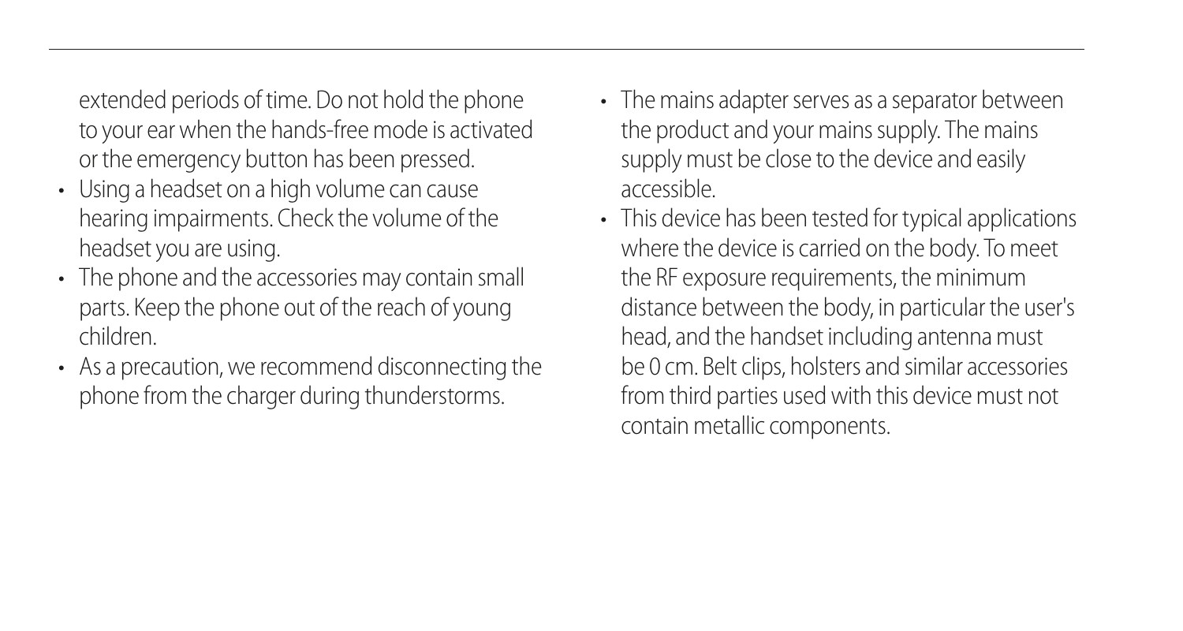extended periods of time. Do not hold the phone to your ear when the hands-free mode is activated or the emergency button has been pressed.

- Using a headset on a high volume can cause hearing impairments. Check the volume of the headset you are using.
- The phone and the accessories may contain small parts. Keep the phone out of the reach of young children.
- As a precaution, we recommend disconnecting the phone from the charger during thunderstorms.
- The mains adapter serves as a separator between the product and your mains supply. The mains supply must be close to the device and easily accessible.
- This device has been tested for typical applications where the device is carried on the body. To meet the RF exposure requirements, the minimum distance between the body, in particular the user's head, and the handset including antenna must be 0 cm. Belt clips, holsters and similar accessories from third parties used with this device must not contain metallic components.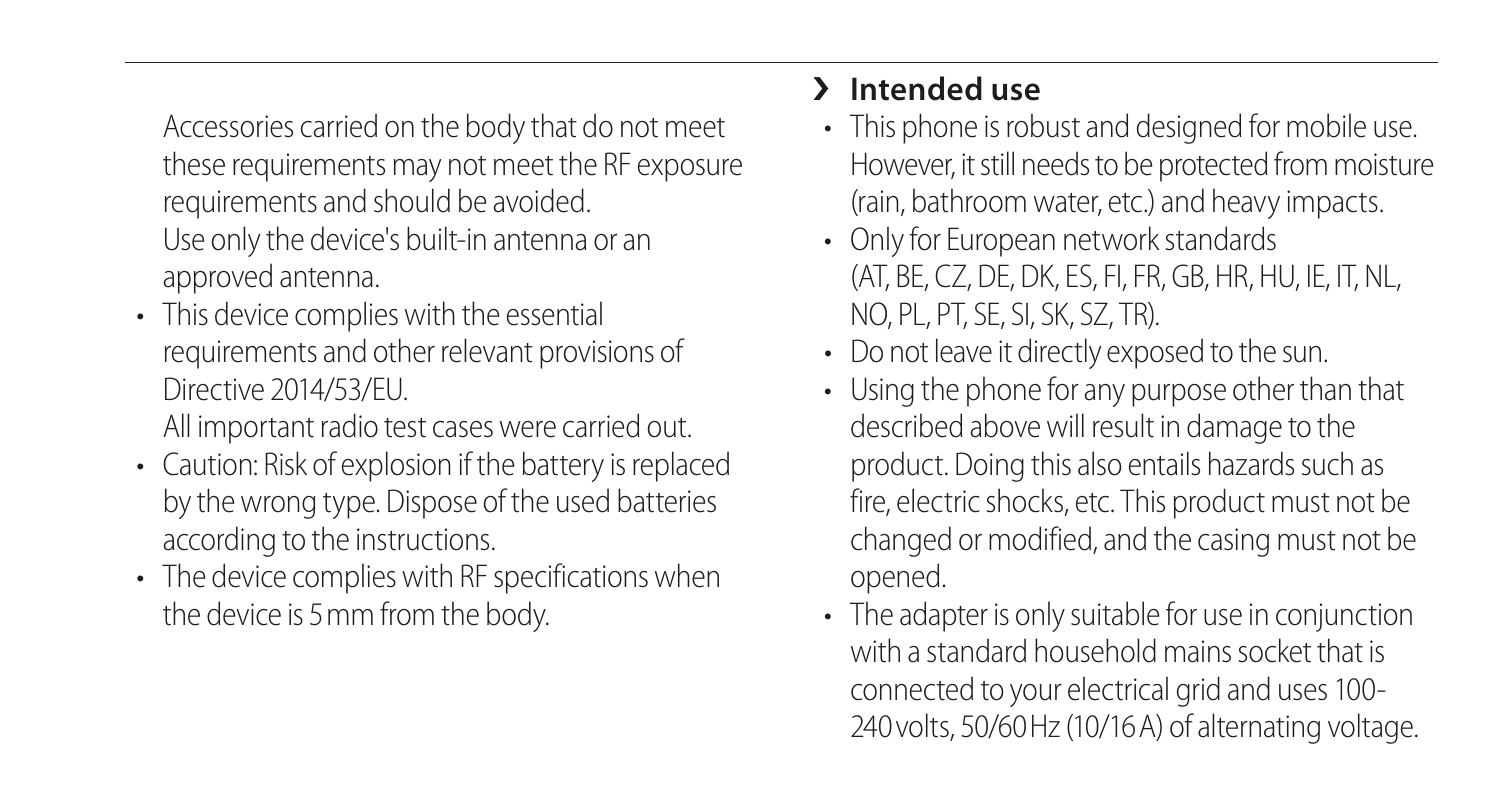Accessories carried on the body that do not meet these requirements may not meet the RF exposure requirements and should be avoided.
Use only the device's built-in antenna or an approved antenna.

- This device complies with the essential requirements and other relevant provisions of Directive 2014/53/EU.
  All important radio test cases were carried out.
- Caution: Risk of explosion if the battery is replaced by the wrong type. Dispose of the used batteries according to the instructions.
- The device complies with RF specifications when the device is 5 mm from the body.

## › Intended use

- This phone is robust and designed for mobile use. However, it still needs to be protected from moisture (rain, bathroom water, etc.) and heavy impacts.
- Only for European network standards (AT, BE, CZ, DE, DK, ES, FI, FR, GB, HR, HU, IE, IT, NL, NO, PL, PT, SE, SI, SK, SZ, TR).
- Do not leave it directly exposed to the sun.
- Using the phone for any purpose other than that described above will result in damage to the product. Doing this also entails hazards such as fire, electric shocks, etc. This product must not be changed or modified, and the casing must not be opened.
- The adapter is only suitable for use in conjunction with a standard household mains socket that is connected to your electrical grid and uses 100-240 volts, 50/60 Hz (10/16 A) of alternating voltage.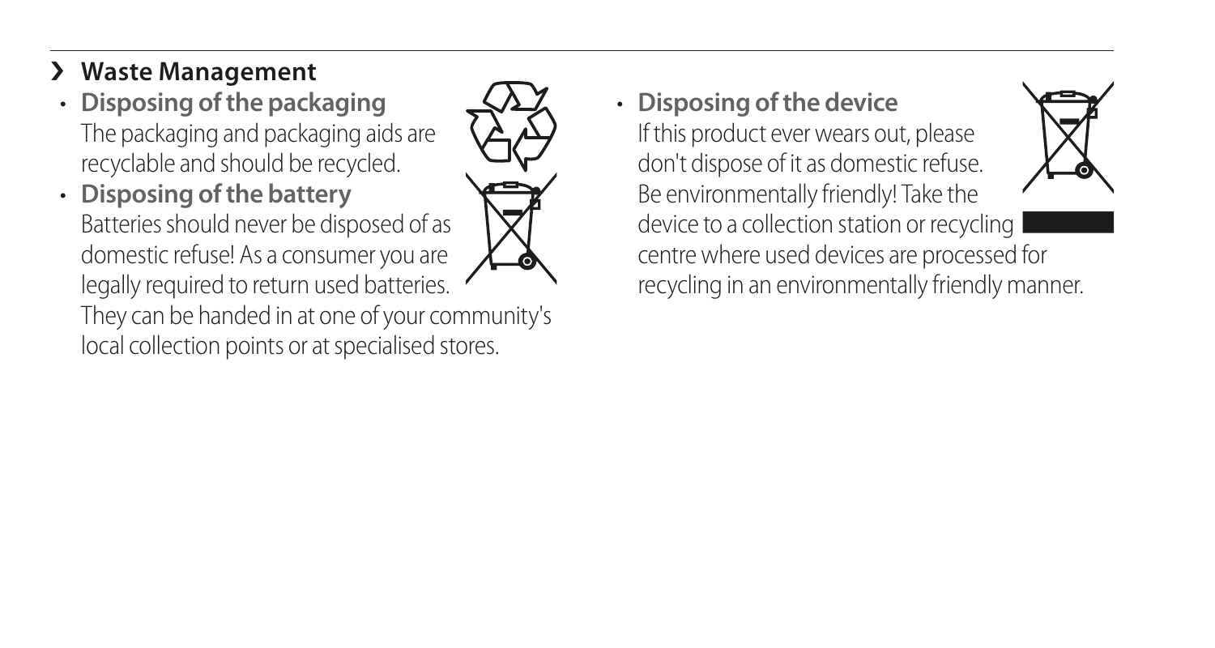## Waste Management

- **Disposing of the packaging**
  The packaging and packaging aids are recyclable and should be recycled.
- **Disposing of the battery**
  Batteries should never be disposed of as domestic refuse! As a consumer you are legally required to return used batteries. They can be handed in at one of your community's local collection points or at specialised stores.
- **Disposing of the device**
  If this product ever wears out, please don't dispose of it as domestic refuse. Be environmentally friendly! Take the device to a collection station or recycling centre where used devices are processed for recycling in an environmentally friendly manner.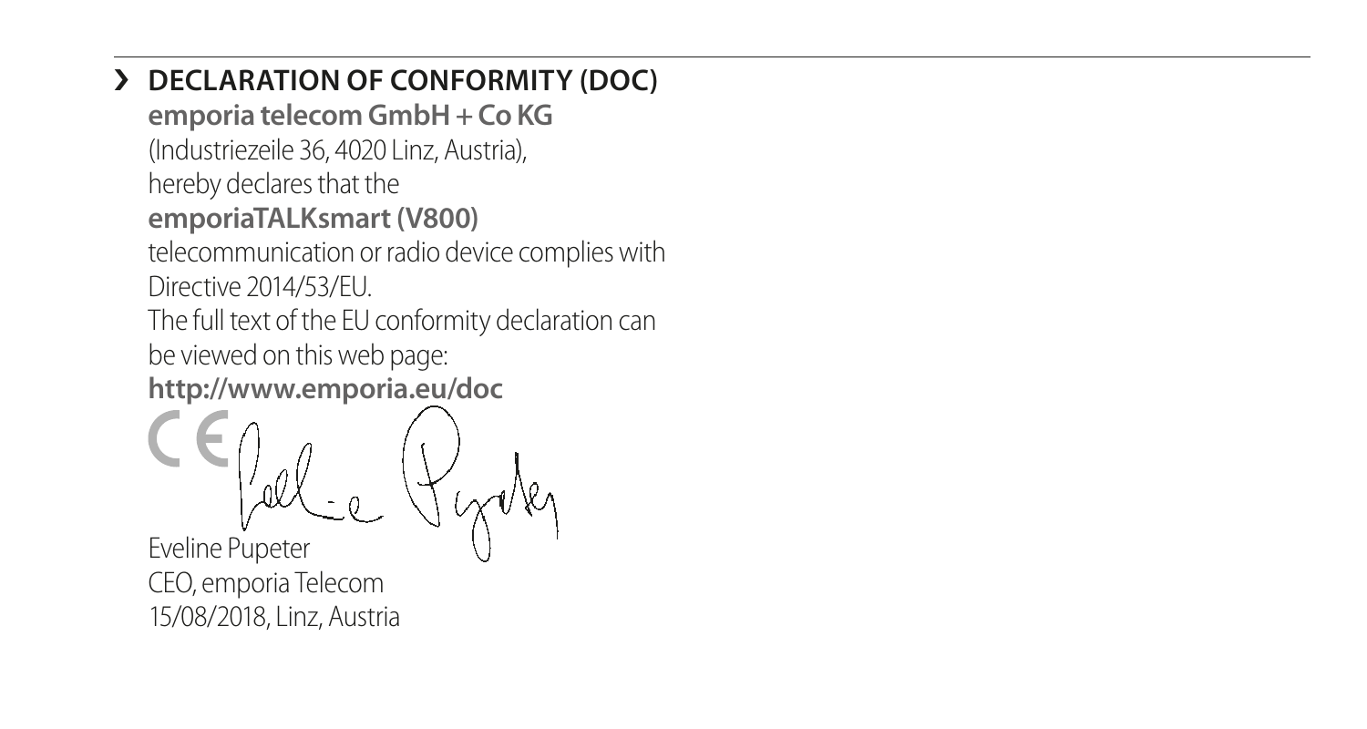## › DECLARATION OF CONFORMITY (DOC)

**emporia telecom GmbH + Co KG**
(Industriezeile 36, 4020 Linz, Austria),
hereby declares that the
**emporiaTALKsmart (V800)**
telecommunication or radio device complies with
Directive 2014/53/EU.
The full text of the EU conformity declaration can
be viewed on this web page:
**http://www.emporia.eu/doc**

CE

Eveline Pupeter
CEO, emporia Telecom
15/08/2018, Linz, Austria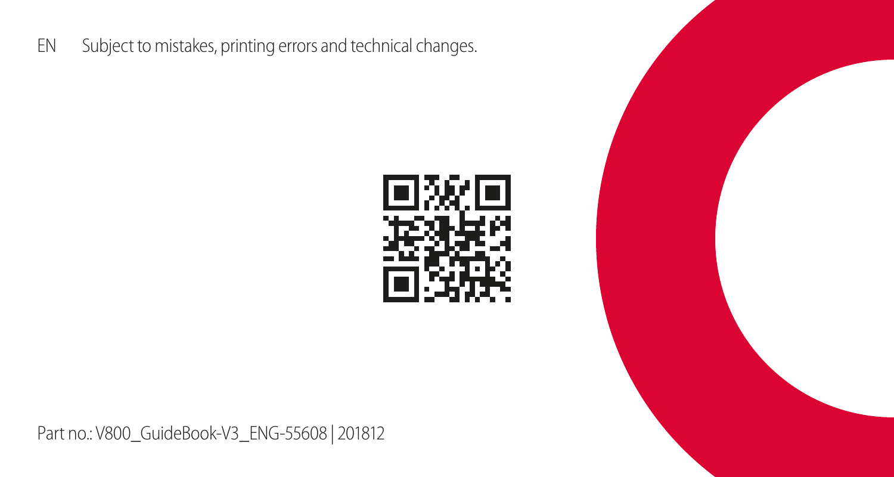EN Subject to mistakes, printing errors and technical changes.

Part no.: V800_GuideBook-V3_ENG-55608 | 201812